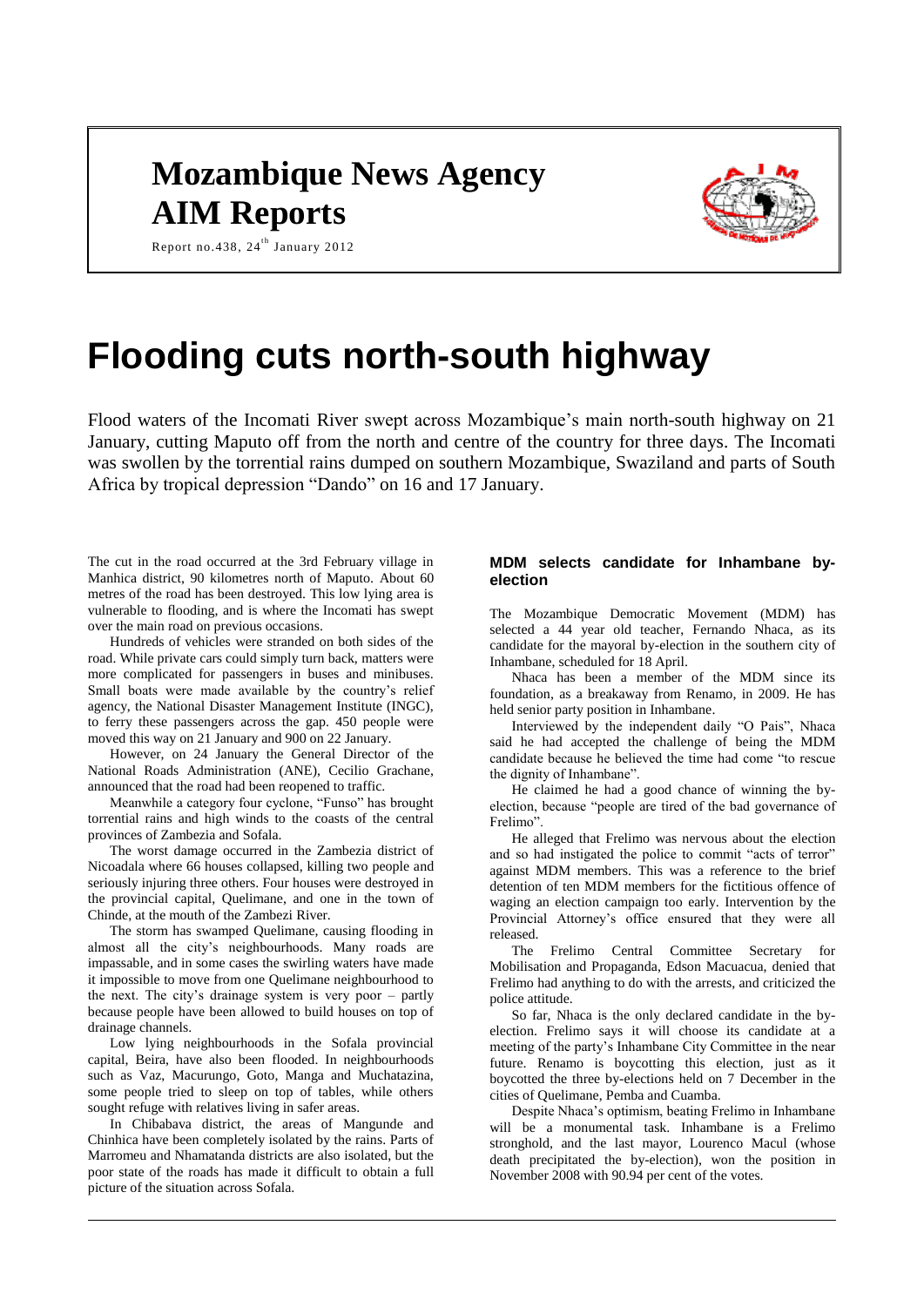# Mozambique News Agency
# AIM Reports

Report no.438, 24th January 2012

# Flooding cuts north-south highway

Flood waters of the Incomati River swept across Mozambique's main north-south highway on 21 January, cutting Maputo off from the north and centre of the country for three days. The Incomati was swollen by the torrential rains dumped on southern Mozambique, Swaziland and parts of South Africa by tropical depression "Dando" on 16 and 17 January.

The cut in the road occurred at the 3rd February village in Manhica district, 90 kilometres north of Maputo. About 60 metres of the road has been destroyed. This low lying area is vulnerable to flooding, and is where the Incomati has swept over the main road on previous occasions.

Hundreds of vehicles were stranded on both sides of the road. While private cars could simply turn back, matters were more complicated for passengers in buses and minibuses. Small boats were made available by the country's relief agency, the National Disaster Management Institute (INGC), to ferry these passengers across the gap. 450 people were moved this way on 21 January and 900 on 22 January.

However, on 24 January the General Director of the National Roads Administration (ANE), Cecilio Grachane, announced that the road had been reopened to traffic.

Meanwhile a category four cyclone, "Funso" has brought torrential rains and high winds to the coasts of the central provinces of Zambezia and Sofala.

The worst damage occurred in the Zambezia district of Nicoadala where 66 houses collapsed, killing two people and seriously injuring three others. Four houses were destroyed in the provincial capital, Quelimane, and one in the town of Chinde, at the mouth of the Zambezi River.

The storm has swamped Quelimane, causing flooding in almost all the city's neighbourhoods. Many roads are impassable, and in some cases the swirling waters have made it impossible to move from one Quelimane neighbourhood to the next. The city's drainage system is very poor – partly because people have been allowed to build houses on top of drainage channels.

Low lying neighbourhoods in the Sofala provincial capital, Beira, have also been flooded. In neighbourhoods such as Vaz, Macurungo, Goto, Manga and Muchatazina, some people tried to sleep on top of tables, while others sought refuge with relatives living in safer areas.

In Chibabava district, the areas of Mangunde and Chinhica have been completely isolated by the rains. Parts of Marromeu and Nhamatanda districts are also isolated, but the poor state of the roads has made it difficult to obtain a full picture of the situation across Sofala.

### MDM selects candidate for Inhambane by-election

The Mozambique Democratic Movement (MDM) has selected a 44 year old teacher, Fernando Nhaca, as its candidate for the mayoral by-election in the southern city of Inhambane, scheduled for 18 April.

Nhaca has been a member of the MDM since its foundation, as a breakaway from Renamo, in 2009. He has held senior party position in Inhambane.

Interviewed by the independent daily "O Pais", Nhaca said he had accepted the challenge of being the MDM candidate because he believed the time had come "to rescue the dignity of Inhambane".

He claimed he had a good chance of winning the by-election, because "people are tired of the bad governance of Frelimo".

He alleged that Frelimo was nervous about the election and so had instigated the police to commit "acts of terror" against MDM members. This was a reference to the brief detention of ten MDM members for the fictitious offence of waging an election campaign too early. Intervention by the Provincial Attorney's office ensured that they were all released.

The Frelimo Central Committee Secretary for Mobilisation and Propaganda, Edson Macuacua, denied that Frelimo had anything to do with the arrests, and criticized the police attitude.

So far, Nhaca is the only declared candidate in the by-election. Frelimo says it will choose its candidate at a meeting of the party's Inhambane City Committee in the near future. Renamo is boycotting this election, just as it boycotted the three by-elections held on 7 December in the cities of Quelimane, Pemba and Cuamba.

Despite Nhaca's optimism, beating Frelimo in Inhambane will be a monumental task. Inhambane is a Frelimo stronghold, and the last mayor, Lourenco Macul (whose death precipitated the by-election), won the position in November 2008 with 90.94 per cent of the votes.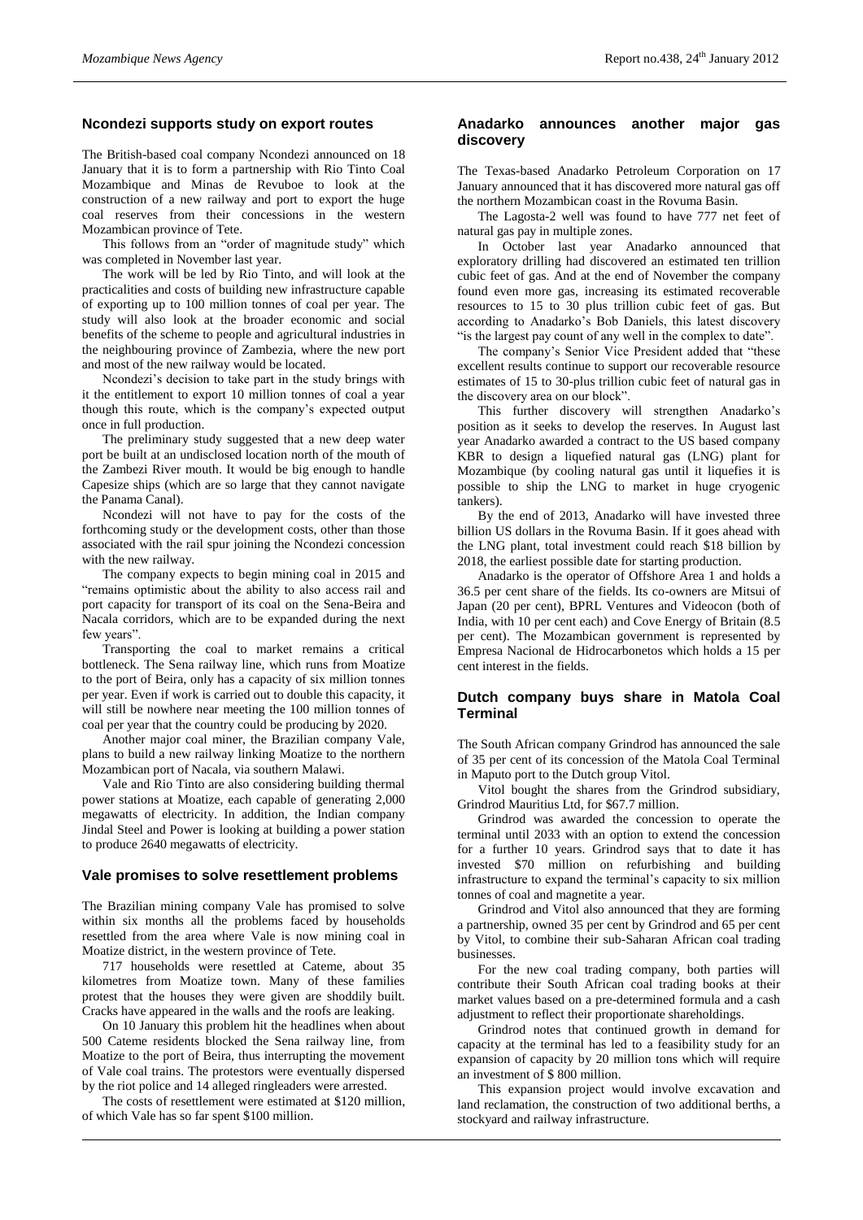## Ncondezi supports study on export routes

The British-based coal company Ncondezi announced on 18 January that it is to form a partnership with Rio Tinto Coal Mozambique and Minas de Revuboe to look at the construction of a new railway and port to export the huge coal reserves from their concessions in the western Mozambican province of Tete.

This follows from an "order of magnitude study" which was completed in November last year.

The work will be led by Rio Tinto, and will look at the practicalities and costs of building new infrastructure capable of exporting up to 100 million tonnes of coal per year. The study will also look at the broader economic and social benefits of the scheme to people and agricultural industries in the neighbouring province of Zambezia, where the new port and most of the new railway would be located.

Ncondezi's decision to take part in the study brings with it the entitlement to export 10 million tonnes of coal a year though this route, which is the company's expected output once in full production.

The preliminary study suggested that a new deep water port be built at an undisclosed location north of the mouth of the Zambezi River mouth. It would be big enough to handle Capesize ships (which are so large that they cannot navigate the Panama Canal).

Ncondezi will not have to pay for the costs of the forthcoming study or the development costs, other than those associated with the rail spur joining the Ncondezi concession with the new railway.

The company expects to begin mining coal in 2015 and "remains optimistic about the ability to also access rail and port capacity for transport of its coal on the Sena-Beira and Nacala corridors, which are to be expanded during the next few years".

Transporting the coal to market remains a critical bottleneck. The Sena railway line, which runs from Moatize to the port of Beira, only has a capacity of six million tonnes per year. Even if work is carried out to double this capacity, it will still be nowhere near meeting the 100 million tonnes of coal per year that the country could be producing by 2020.

Another major coal miner, the Brazilian company Vale, plans to build a new railway linking Moatize to the northern Mozambican port of Nacala, via southern Malawi.

Vale and Rio Tinto are also considering building thermal power stations at Moatize, each capable of generating 2,000 megawatts of electricity. In addition, the Indian company Jindal Steel and Power is looking at building a power station to produce 2640 megawatts of electricity.

## Vale promises to solve resettlement problems

The Brazilian mining company Vale has promised to solve within six months all the problems faced by households resettled from the area where Vale is now mining coal in Moatize district, in the western province of Tete.

717 households were resettled at Cateme, about 35 kilometres from Moatize town. Many of these families protest that the houses they were given are shoddily built. Cracks have appeared in the walls and the roofs are leaking.

On 10 January this problem hit the headlines when about 500 Cateme residents blocked the Sena railway line, from Moatize to the port of Beira, thus interrupting the movement of Vale coal trains. The protestors were eventually dispersed by the riot police and 14 alleged ringleaders were arrested.

The costs of resettlement were estimated at \$120 million, of which Vale has so far spent \$100 million.

## Anadarko announces another major gas discovery

The Texas-based Anadarko Petroleum Corporation on 17 January announced that it has discovered more natural gas off the northern Mozambican coast in the Rovuma Basin.

The Lagosta-2 well was found to have 777 net feet of natural gas pay in multiple zones.

In October last year Anadarko announced that exploratory drilling had discovered an estimated ten trillion cubic feet of gas. And at the end of November the company found even more gas, increasing its estimated recoverable resources to 15 to 30 plus trillion cubic feet of gas. But according to Anadarko's Bob Daniels, this latest discovery "is the largest pay count of any well in the complex to date".

The company's Senior Vice President added that "these excellent results continue to support our recoverable resource estimates of 15 to 30-plus trillion cubic feet of natural gas in the discovery area on our block".

This further discovery will strengthen Anadarko's position as it seeks to develop the reserves. In August last year Anadarko awarded a contract to the US based company KBR to design a liquefied natural gas (LNG) plant for Mozambique (by cooling natural gas until it liquefies it is possible to ship the LNG to market in huge cryogenic tankers).

By the end of 2013, Anadarko will have invested three billion US dollars in the Rovuma Basin. If it goes ahead with the LNG plant, total investment could reach \$18 billion by 2018, the earliest possible date for starting production.

Anadarko is the operator of Offshore Area 1 and holds a 36.5 per cent share of the fields. Its co-owners are Mitsui of Japan (20 per cent), BPRL Ventures and Videocon (both of India, with 10 per cent each) and Cove Energy of Britain (8.5 per cent). The Mozambican government is represented by Empresa Nacional de Hidrocarbonetos which holds a 15 per cent interest in the fields.

## Dutch company buys share in Matola Coal Terminal

The South African company Grindrod has announced the sale of 35 per cent of its concession of the Matola Coal Terminal in Maputo port to the Dutch group Vitol.

Vitol bought the shares from the Grindrod subsidiary, Grindrod Mauritius Ltd, for \$67.7 million.

Grindrod was awarded the concession to operate the terminal until 2033 with an option to extend the concession for a further 10 years. Grindrod says that to date it has invested \$70 million on refurbishing and building infrastructure to expand the terminal's capacity to six million tonnes of coal and magnetite a year.

Grindrod and Vitol also announced that they are forming a partnership, owned 35 per cent by Grindrod and 65 per cent by Vitol, to combine their sub-Saharan African coal trading businesses.

For the new coal trading company, both parties will contribute their South African coal trading books at their market values based on a pre-determined formula and a cash adjustment to reflect their proportionate shareholdings.

Grindrod notes that continued growth in demand for capacity at the terminal has led to a feasibility study for an expansion of capacity by 20 million tons which will require an investment of \$ 800 million.

This expansion project would involve excavation and land reclamation, the construction of two additional berths, a stockyard and railway infrastructure.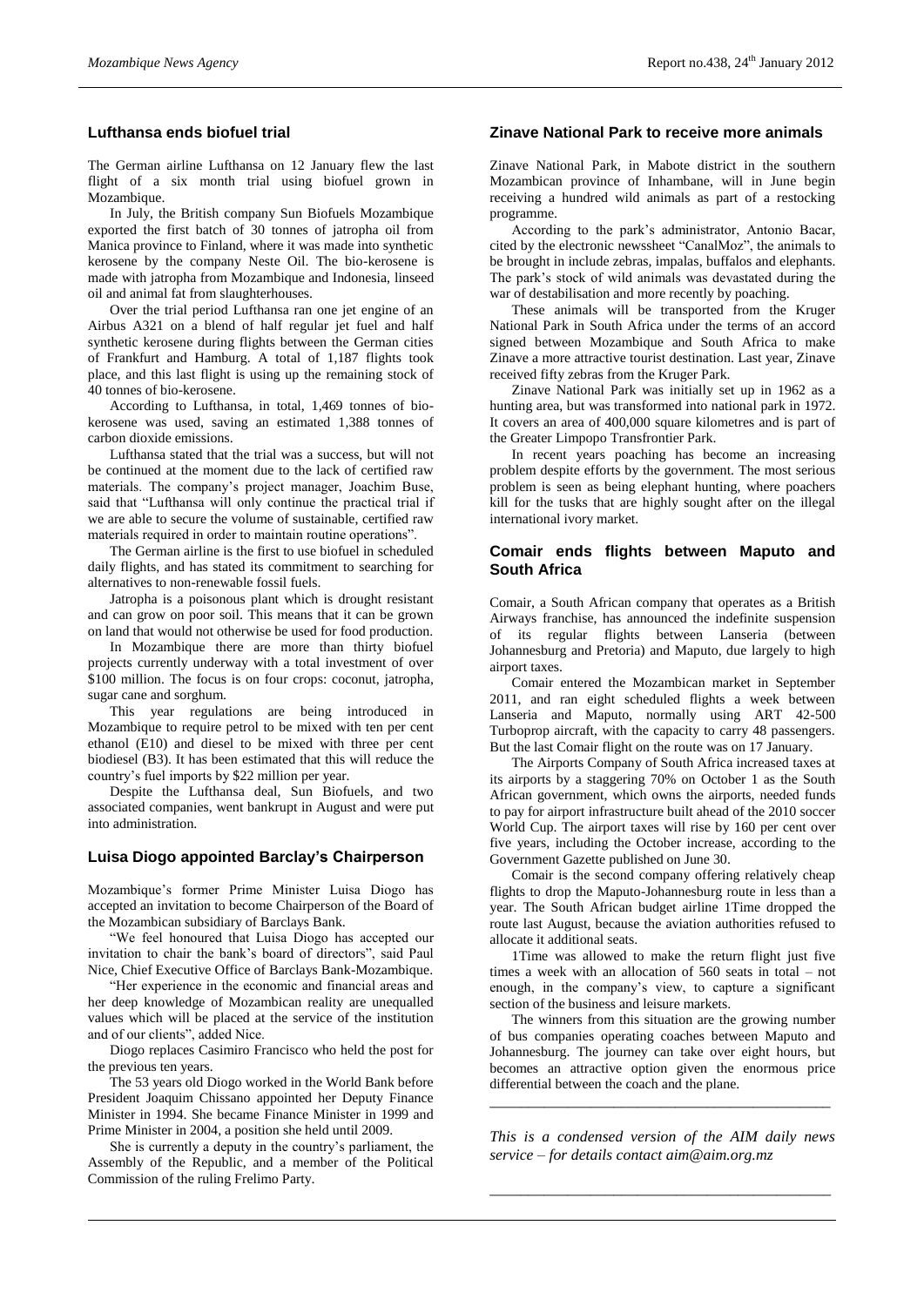## Lufthansa ends biofuel trial

The German airline Lufthansa on 12 January flew the last flight of a six month trial using biofuel grown in Mozambique.

In July, the British company Sun Biofuels Mozambique exported the first batch of 30 tonnes of jatropha oil from Manica province to Finland, where it was made into synthetic kerosene by the company Neste Oil. The bio-kerosene is made with jatropha from Mozambique and Indonesia, linseed oil and animal fat from slaughterhouses.

Over the trial period Lufthansa ran one jet engine of an Airbus A321 on a blend of half regular jet fuel and half synthetic kerosene during flights between the German cities of Frankfurt and Hamburg. A total of 1,187 flights took place, and this last flight is using up the remaining stock of 40 tonnes of bio-kerosene.

According to Lufthansa, in total, 1,469 tonnes of bio-kerosene was used, saving an estimated 1,388 tonnes of carbon dioxide emissions.

Lufthansa stated that the trial was a success, but will not be continued at the moment due to the lack of certified raw materials. The company's project manager, Joachim Buse, said that "Lufthansa will only continue the practical trial if we are able to secure the volume of sustainable, certified raw materials required in order to maintain routine operations".

The German airline is the first to use biofuel in scheduled daily flights, and has stated its commitment to searching for alternatives to non-renewable fossil fuels.

Jatropha is a poisonous plant which is drought resistant and can grow on poor soil. This means that it can be grown on land that would not otherwise be used for food production.

In Mozambique there are more than thirty biofuel projects currently underway with a total investment of over $100 million. The focus is on four crops: coconut, jatropha, sugar cane and sorghum.

This year regulations are being introduced in Mozambique to require petrol to be mixed with ten per cent ethanol (E10) and diesel to be mixed with three per cent biodiesel (B3). It has been estimated that this will reduce the country's fuel imports by $22 million per year.

Despite the Lufthansa deal, Sun Biofuels, and two associated companies, went bankrupt in August and were put into administration.

## Luisa Diogo appointed Barclay's Chairperson

Mozambique's former Prime Minister Luisa Diogo has accepted an invitation to become Chairperson of the Board of the Mozambican subsidiary of Barclays Bank.

"We feel honoured that Luisa Diogo has accepted our invitation to chair the bank's board of directors", said Paul Nice, Chief Executive Office of Barclays Bank-Mozambique.

"Her experience in the economic and financial areas and her deep knowledge of Mozambican reality are unequalled values which will be placed at the service of the institution and of our clients", added Nice.

Diogo replaces Casimiro Francisco who held the post for the previous ten years.

The 53 years old Diogo worked in the World Bank before President Joaquim Chissano appointed her Deputy Finance Minister in 1994. She became Finance Minister in 1999 and Prime Minister in 2004, a position she held until 2009.

She is currently a deputy in the country's parliament, the Assembly of the Republic, and a member of the Political Commission of the ruling Frelimo Party.

## Zinave National Park to receive more animals

Zinave National Park, in Mabote district in the southern Mozambican province of Inhambane, will in June begin receiving a hundred wild animals as part of a restocking programme.

According to the park's administrator, Antonio Bacar, cited by the electronic newssheet "CanalMoz", the animals to be brought in include zebras, impalas, buffalos and elephants. The park's stock of wild animals was devastated during the war of destabilisation and more recently by poaching.

These animals will be transported from the Kruger National Park in South Africa under the terms of an accord signed between Mozambique and South Africa to make Zinave a more attractive tourist destination. Last year, Zinave received fifty zebras from the Kruger Park.

Zinave National Park was initially set up in 1962 as a hunting area, but was transformed into national park in 1972. It covers an area of 400,000 square kilometres and is part of the Greater Limpopo Transfrontier Park.

In recent years poaching has become an increasing problem despite efforts by the government. The most serious problem is seen as being elephant hunting, where poachers kill for the tusks that are highly sought after on the illegal international ivory market.

## Comair ends flights between Maputo and South Africa

Comair, a South African company that operates as a British Airways franchise, has announced the indefinite suspension of its regular flights between Lanseria (between Johannesburg and Pretoria) and Maputo, due largely to high airport taxes.

Comair entered the Mozambican market in September 2011, and ran eight scheduled flights a week between Lanseria and Maputo, normally using ART 42-500 Turboprop aircraft, with the capacity to carry 48 passengers. But the last Comair flight on the route was on 17 January.

The Airports Company of South Africa increased taxes at its airports by a staggering 70% on October 1 as the South African government, which owns the airports, needed funds to pay for airport infrastructure built ahead of the 2010 soccer World Cup. The airport taxes will rise by 160 per cent over five years, including the October increase, according to the Government Gazette published on June 30.

Comair is the second company offering relatively cheap flights to drop the Maputo-Johannesburg route in less than a year. The South African budget airline 1Time dropped the route last August, because the aviation authorities refused to allocate it additional seats.

1Time was allowed to make the return flight just five times a week with an allocation of 560 seats in total – not enough, in the company's view, to capture a significant section of the business and leisure markets.

The winners from this situation are the growing number of bus companies operating coaches between Maputo and Johannesburg. The journey can take over eight hours, but becomes an attractive option given the enormous price differential between the coach and the plane.

---

*This is a condensed version of the AIM daily news service – for details contact aim@aim.org.mz*

---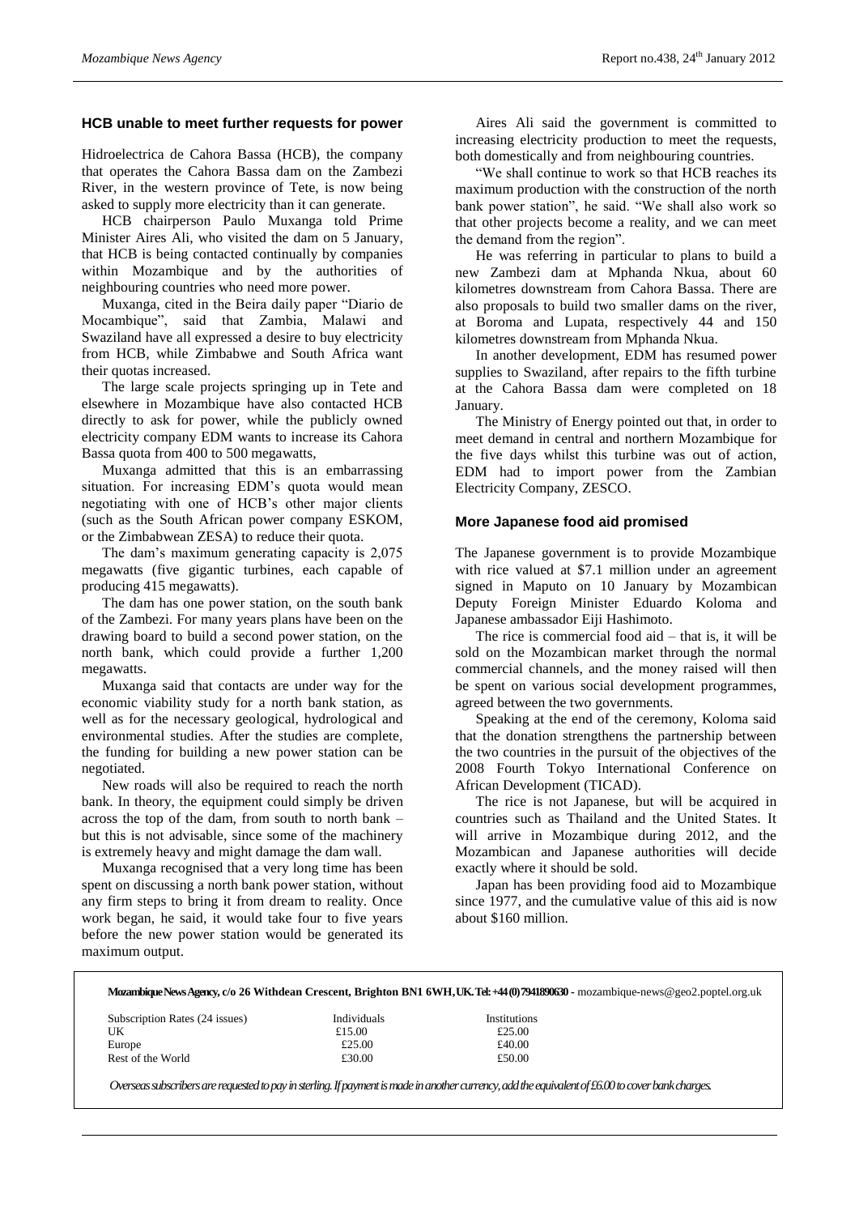## HCB unable to meet further requests for power

Hidroelectrica de Cahora Bassa (HCB), the company that operates the Cahora Bassa dam on the Zambezi River, in the western province of Tete, is now being asked to supply more electricity than it can generate.

HCB chairperson Paulo Muxanga told Prime Minister Aires Ali, who visited the dam on 5 January, that HCB is being contacted continually by companies within Mozambique and by the authorities of neighbouring countries who need more power.

Muxanga, cited in the Beira daily paper "Diario de Mocambique", said that Zambia, Malawi and Swaziland have all expressed a desire to buy electricity from HCB, while Zimbabwe and South Africa want their quotas increased.

The large scale projects springing up in Tete and elsewhere in Mozambique have also contacted HCB directly to ask for power, while the publicly owned electricity company EDM wants to increase its Cahora Bassa quota from 400 to 500 megawatts,

Muxanga admitted that this is an embarrassing situation. For increasing EDM's quota would mean negotiating with one of HCB's other major clients (such as the South African power company ESKOM, or the Zimbabwean ZESA) to reduce their quota.

The dam's maximum generating capacity is 2,075 megawatts (five gigantic turbines, each capable of producing 415 megawatts).

The dam has one power station, on the south bank of the Zambezi. For many years plans have been on the drawing board to build a second power station, on the north bank, which could provide a further 1,200 megawatts.

Muxanga said that contacts are under way for the economic viability study for a north bank station, as well as for the necessary geological, hydrological and environmental studies. After the studies are complete, the funding for building a new power station can be negotiated.

New roads will also be required to reach the north bank. In theory, the equipment could simply be driven across the top of the dam, from south to north bank – but this is not advisable, since some of the machinery is extremely heavy and might damage the dam wall.

Muxanga recognised that a very long time has been spent on discussing a north bank power station, without any firm steps to bring it from dream to reality. Once work began, he said, it would take four to five years before the new power station would be generated its maximum output.

Aires Ali said the government is committed to increasing electricity production to meet the requests, both domestically and from neighbouring countries.

"We shall continue to work so that HCB reaches its maximum production with the construction of the north bank power station", he said. "We shall also work so that other projects become a reality, and we can meet the demand from the region".

He was referring in particular to plans to build a new Zambezi dam at Mphanda Nkua, about 60 kilometres downstream from Cahora Bassa. There are also proposals to build two smaller dams on the river, at Boroma and Lupata, respectively 44 and 150 kilometres downstream from Mphanda Nkua.

In another development, EDM has resumed power supplies to Swaziland, after repairs to the fifth turbine at the Cahora Bassa dam were completed on 18 January.

The Ministry of Energy pointed out that, in order to meet demand in central and northern Mozambique for the five days whilst this turbine was out of action, EDM had to import power from the Zambian Electricity Company, ZESCO.

## More Japanese food aid promised

The Japanese government is to provide Mozambique with rice valued at $7.1 million under an agreement signed in Maputo on 10 January by Mozambican Deputy Foreign Minister Eduardo Koloma and Japanese ambassador Eiji Hashimoto.

The rice is commercial food aid – that is, it will be sold on the Mozambican market through the normal commercial channels, and the money raised will then be spent on various social development programmes, agreed between the two governments.

Speaking at the end of the ceremony, Koloma said that the donation strengthens the partnership between the two countries in the pursuit of the objectives of the 2008 Fourth Tokyo International Conference on African Development (TICAD).

The rice is not Japanese, but will be acquired in countries such as Thailand and the United States. It will arrive in Mozambique during 2012, and the Mozambican and Japanese authorities will decide exactly where it should be sold.

Japan has been providing food aid to Mozambique since 1977, and the cumulative value of this aid is now about $160 million.

**Mozambique News Agency, c/o 26 Withdean Crescent, Brighton BN1 6WH, UK. Tel: +44 (0) 7941890630 -** mozambique-news@geo2.poptel.org.uk

| Subscription Rates (24 issues) | Individuals | Institutions |
|---|---|---|
| UK | £15.00 | £25.00 |
| Europe | £25.00 | £40.00 |
| Rest of the World | £30.00 | £50.00 |

*Overseas subscribers are requested to pay in sterling. If payment is made in another currency, add the equivalent of £6.00 to cover bank charges.*